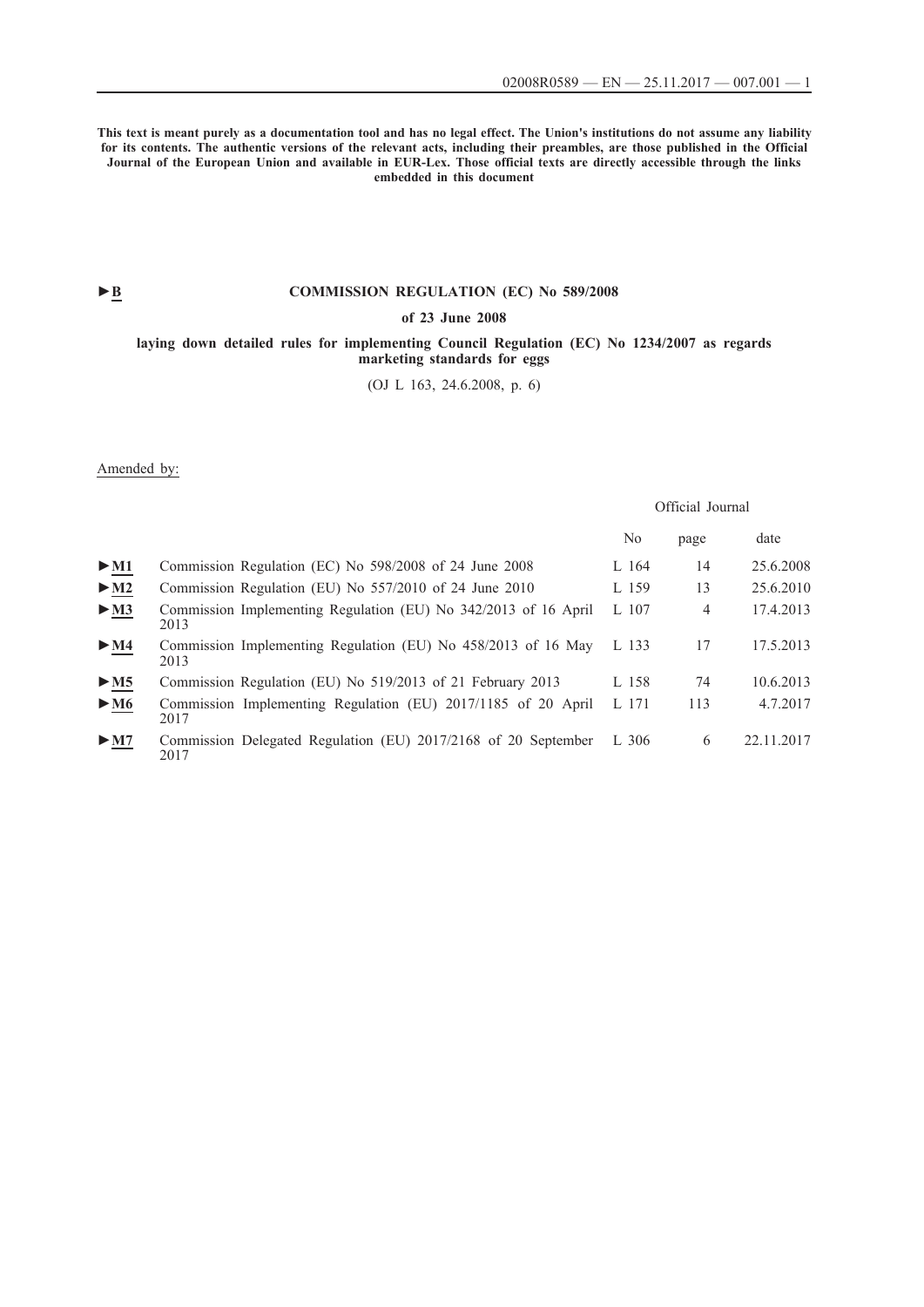**This text is meant purely as a documentation tool and has no legal effect. The Union's institutions do not assume any liability for its contents. The authentic versions of the relevant acts, including their preambles, are those published in the Official Journal of the European Union and available in EUR-Lex. Those official texts are directly accessible through the links embedded in this document**

►B

# COMMISSION REGULATION (EC) No 589/2008

## of 23 June 2008

## laying down detailed rules for implementing Council Regulation (EC) No 1234/2007 as regards marketing standards for eggs

(OJ L 163, 24.6.2008, p. 6)

Amended by:

| | | Official Journal | | |
|---|---|---|---|---|
| | | No | page | date |
| ►M1 | Commission Regulation (EC) No 598/2008 of 24 June 2008 | L 164 | 14 | 25.6.2008 |
| ►M2 | Commission Regulation (EU) No 557/2010 of 24 June 2010 | L 159 | 13 | 25.6.2010 |
| ►M3 | Commission Implementing Regulation (EU) No 342/2013 of 16 April 2013 | L 107 | 4 | 17.4.2013 |
| ►M4 | Commission Implementing Regulation (EU) No 458/2013 of 16 May 2013 | L 133 | 17 | 17.5.2013 |
| ►M5 | Commission Regulation (EU) No 519/2013 of 21 February 2013 | L 158 | 74 | 10.6.2013 |
| ►M6 | Commission Implementing Regulation (EU) 2017/1185 of 20 April 2017 | L 171 | 113 | 4.7.2017 |
| ►M7 | Commission Delegated Regulation (EU) 2017/2168 of 20 September 2017 | L 306 | 6 | 22.11.2017 |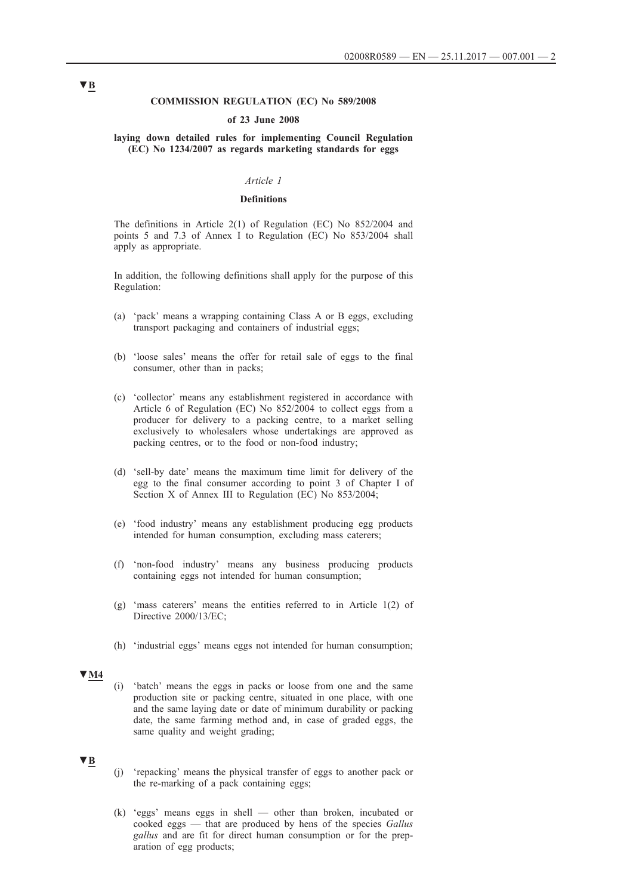▼B

**COMMISSION REGULATION (EC) No 589/2008**

**of 23 June 2008**

**laying down detailed rules for implementing Council Regulation (EC) No 1234/2007 as regards marketing standards for eggs**

*Article 1*

**Definitions**

The definitions in Article 2(1) of Regulation (EC) No 852/2004 and points 5 and 7.3 of Annex I to Regulation (EC) No 853/2004 shall apply as appropriate.

In addition, the following definitions shall apply for the purpose of this Regulation:

(a) 'pack' means a wrapping containing Class A or B eggs, excluding transport packaging and containers of industrial eggs;

(b) 'loose sales' means the offer for retail sale of eggs to the final consumer, other than in packs;

(c) 'collector' means any establishment registered in accordance with Article 6 of Regulation (EC) No 852/2004 to collect eggs from a producer for delivery to a packing centre, to a market selling exclusively to wholesalers whose undertakings are approved as packing centres, or to the food or non-food industry;

(d) 'sell-by date' means the maximum time limit for delivery of the egg to the final consumer according to point 3 of Chapter I of Section X of Annex III to Regulation (EC) No 853/2004;

(e) 'food industry' means any establishment producing egg products intended for human consumption, excluding mass caterers;

(f) 'non-food industry' means any business producing products containing eggs not intended for human consumption;

(g) 'mass caterers' means the entities referred to in Article 1(2) of Directive 2000/13/EC;

(h) 'industrial eggs' means eggs not intended for human consumption;

▼M4

(i) 'batch' means the eggs in packs or loose from one and the same production site or packing centre, situated in one place, with one and the same laying date or date of minimum durability or packing date, the same farming method and, in case of graded eggs, the same quality and weight grading;

▼B

(j) 'repacking' means the physical transfer of eggs to another pack or the re-marking of a pack containing eggs;

(k) 'eggs' means eggs in shell — other than broken, incubated or cooked eggs — that are produced by hens of the species *Gallus gallus* and are fit for direct human consumption or for the preparation of egg products;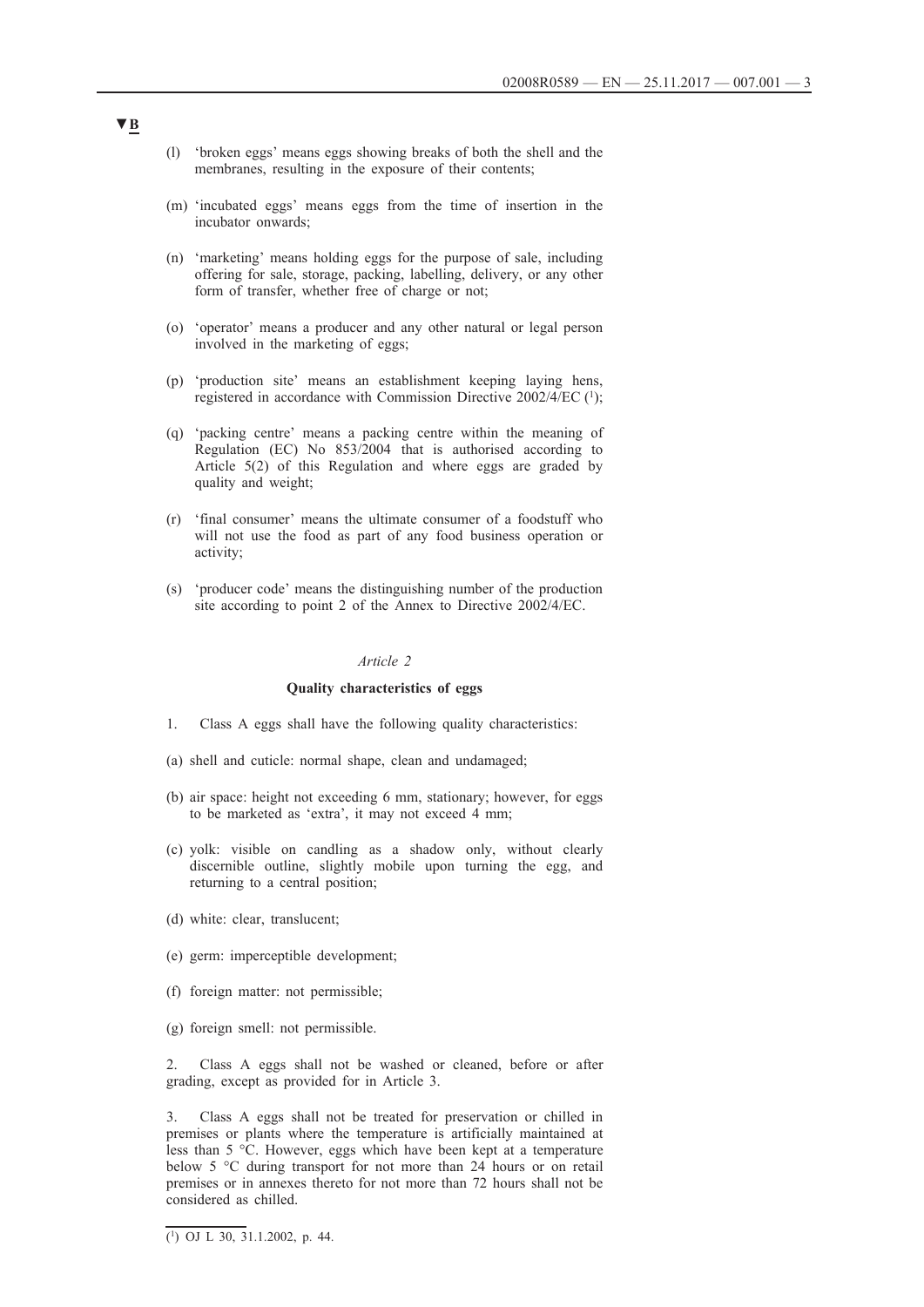▼B

(l) 'broken eggs' means eggs showing breaks of both the shell and the membranes, resulting in the exposure of their contents;

(m) 'incubated eggs' means eggs from the time of insertion in the incubator onwards;

(n) 'marketing' means holding eggs for the purpose of sale, including offering for sale, storage, packing, labelling, delivery, or any other form of transfer, whether free of charge or not;

(o) 'operator' means a producer and any other natural or legal person involved in the marketing of eggs;

(p) 'production site' means an establishment keeping laying hens, registered in accordance with Commission Directive 2002/4/EC [1];

(q) 'packing centre' means a packing centre within the meaning of Regulation (EC) No 853/2004 that is authorised according to Article 5(2) of this Regulation and where eggs are graded by quality and weight;

(r) 'final consumer' means the ultimate consumer of a foodstuff who will not use the food as part of any food business operation or activity;

(s) 'producer code' means the distinguishing number of the production site according to point 2 of the Annex to Directive 2002/4/EC.

*Article 2*

**Quality characteristics of eggs**

1. Class A eggs shall have the following quality characteristics:

(a) shell and cuticle: normal shape, clean and undamaged;

(b) air space: height not exceeding 6 mm, stationary; however, for eggs to be marketed as 'extra', it may not exceed 4 mm;

(c) yolk: visible on candling as a shadow only, without clearly discernible outline, slightly mobile upon turning the egg, and returning to a central position;

(d) white: clear, translucent;

(e) germ: imperceptible development;

(f) foreign matter: not permissible;

(g) foreign smell: not permissible.

2. Class A eggs shall not be washed or cleaned, before or after grading, except as provided for in Article 3.

3. Class A eggs shall not be treated for preservation or chilled in premises or plants where the temperature is artificially maintained at less than 5 °C. However, eggs which have been kept at a temperature below 5 °C during transport for not more than 24 hours or on retail premises or in annexes thereto for not more than 72 hours shall not be considered as chilled.

---

[1] OJ L 30, 31.1.2002, p. 44.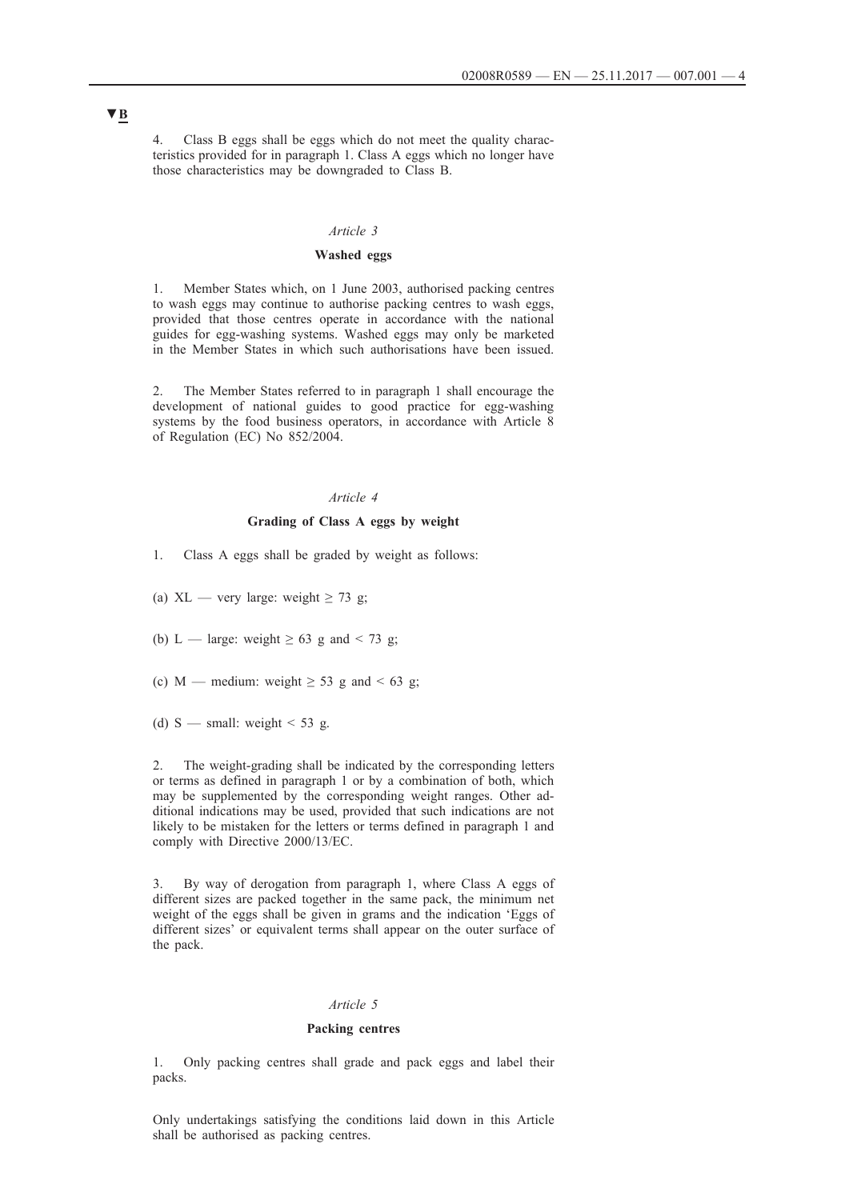▼B

4. Class B eggs shall be eggs which do not meet the quality characteristics provided for in paragraph 1. Class A eggs which no longer have those characteristics may be downgraded to Class B.

*Article 3*

**Washed eggs**

1. Member States which, on 1 June 2003, authorised packing centres to wash eggs may continue to authorise packing centres to wash eggs, provided that those centres operate in accordance with the national guides for egg-washing systems. Washed eggs may only be marketed in the Member States in which such authorisations have been issued.

2. The Member States referred to in paragraph 1 shall encourage the development of national guides to good practice for egg-washing systems by the food business operators, in accordance with Article 8 of Regulation (EC) No 852/2004.

*Article 4*

**Grading of Class A eggs by weight**

1. Class A eggs shall be graded by weight as follows:

(a) XL — very large: weight ≥ 73 g;

(b) L — large: weight ≥ 63 g and < 73 g;

(c) M — medium: weight ≥ 53 g and < 63 g;

(d) S — small: weight < 53 g.

2. The weight-grading shall be indicated by the corresponding letters or terms as defined in paragraph 1 or by a combination of both, which may be supplemented by the corresponding weight ranges. Other additional indications may be used, provided that such indications are not likely to be mistaken for the letters or terms defined in paragraph 1 and comply with Directive 2000/13/EC.

3. By way of derogation from paragraph 1, where Class A eggs of different sizes are packed together in the same pack, the minimum net weight of the eggs shall be given in grams and the indication 'Eggs of different sizes' or equivalent terms shall appear on the outer surface of the pack.

*Article 5*

**Packing centres**

1. Only packing centres shall grade and pack eggs and label their packs.

Only undertakings satisfying the conditions laid down in this Article shall be authorised as packing centres.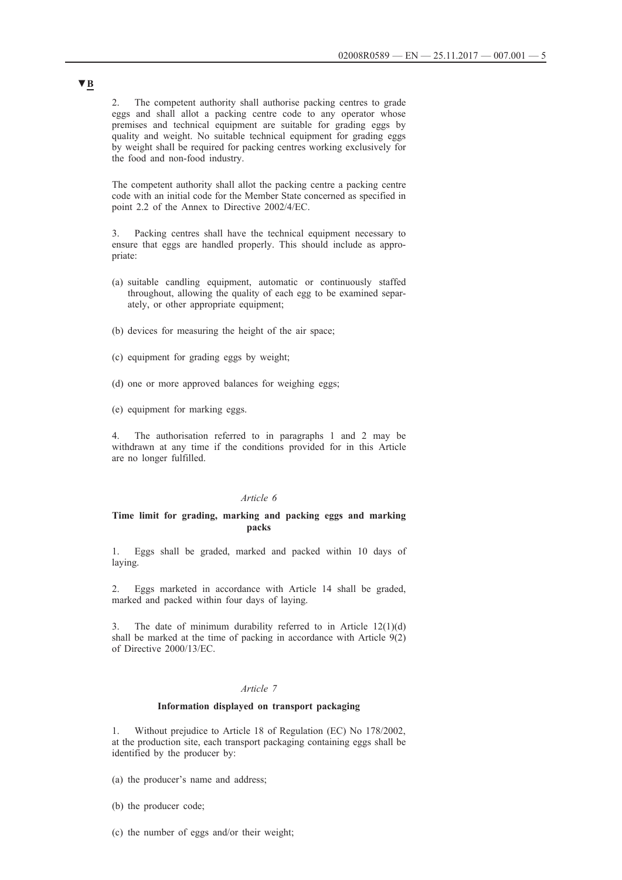▼B

2. The competent authority shall authorise packing centres to grade eggs and shall allot a packing centre code to any operator whose premises and technical equipment are suitable for grading eggs by quality and weight. No suitable technical equipment for grading eggs by weight shall be required for packing centres working exclusively for the food and non-food industry.

The competent authority shall allot the packing centre a packing centre code with an initial code for the Member State concerned as specified in point 2.2 of the Annex to Directive 2002/4/EC.

3. Packing centres shall have the technical equipment necessary to ensure that eggs are handled properly. This should include as appropriate:

(a) suitable candling equipment, automatic or continuously staffed throughout, allowing the quality of each egg to be examined separately, or other appropriate equipment;

(b) devices for measuring the height of the air space;

(c) equipment for grading eggs by weight;

(d) one or more approved balances for weighing eggs;

(e) equipment for marking eggs.

4. The authorisation referred to in paragraphs 1 and 2 may be withdrawn at any time if the conditions provided for in this Article are no longer fulfilled.

*Article 6*

**Time limit for grading, marking and packing eggs and marking packs**

1. Eggs shall be graded, marked and packed within 10 days of laying.

2. Eggs marketed in accordance with Article 14 shall be graded, marked and packed within four days of laying.

3. The date of minimum durability referred to in Article 12(1)(d) shall be marked at the time of packing in accordance with Article 9(2) of Directive 2000/13/EC.

*Article 7*

**Information displayed on transport packaging**

1. Without prejudice to Article 18 of Regulation (EC) No 178/2002, at the production site, each transport packaging containing eggs shall be identified by the producer by:

(a) the producer's name and address;

(b) the producer code;

(c) the number of eggs and/or their weight;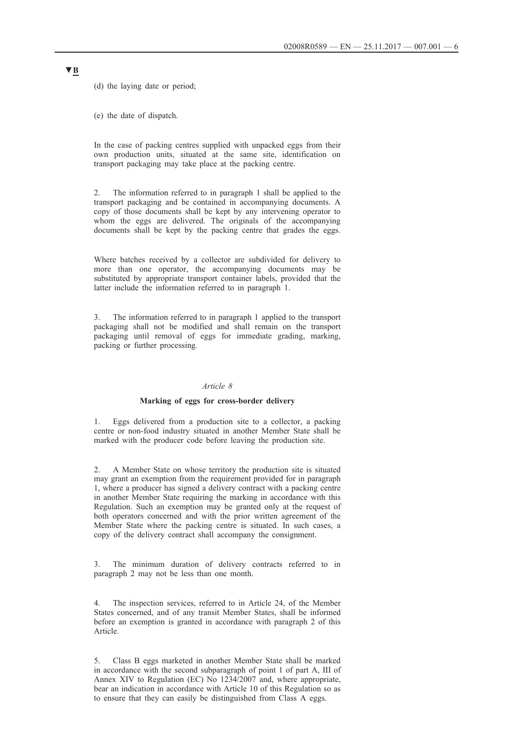(d) the laying date or period;

(e) the date of dispatch.

In the case of packing centres supplied with unpacked eggs from their own production units, situated at the same site, identification on transport packaging may take place at the packing centre.

2. The information referred to in paragraph 1 shall be applied to the transport packaging and be contained in accompanying documents. A copy of those documents shall be kept by any intervening operator to whom the eggs are delivered. The originals of the accompanying documents shall be kept by the packing centre that grades the eggs.

Where batches received by a collector are subdivided for delivery to more than one operator, the accompanying documents may be substituted by appropriate transport container labels, provided that the latter include the information referred to in paragraph 1.

3. The information referred to in paragraph 1 applied to the transport packaging shall not be modified and shall remain on the transport packaging until removal of eggs for immediate grading, marking, packing or further processing.

*Article 8*

**Marking of eggs for cross-border delivery**

1. Eggs delivered from a production site to a collector, a packing centre or non-food industry situated in another Member State shall be marked with the producer code before leaving the production site.

2. A Member State on whose territory the production site is situated may grant an exemption from the requirement provided for in paragraph 1, where a producer has signed a delivery contract with a packing centre in another Member State requiring the marking in accordance with this Regulation. Such an exemption may be granted only at the request of both operators concerned and with the prior written agreement of the Member State where the packing centre is situated. In such cases, a copy of the delivery contract shall accompany the consignment.

3. The minimum duration of delivery contracts referred to in paragraph 2 may not be less than one month.

4. The inspection services, referred to in Article 24, of the Member States concerned, and of any transit Member States, shall be informed before an exemption is granted in accordance with paragraph 2 of this Article.

5. Class B eggs marketed in another Member State shall be marked in accordance with the second subparagraph of point 1 of part A, III of Annex XIV to Regulation (EC) No 1234/2007 and, where appropriate, bear an indication in accordance with Article 10 of this Regulation so as to ensure that they can easily be distinguished from Class A eggs.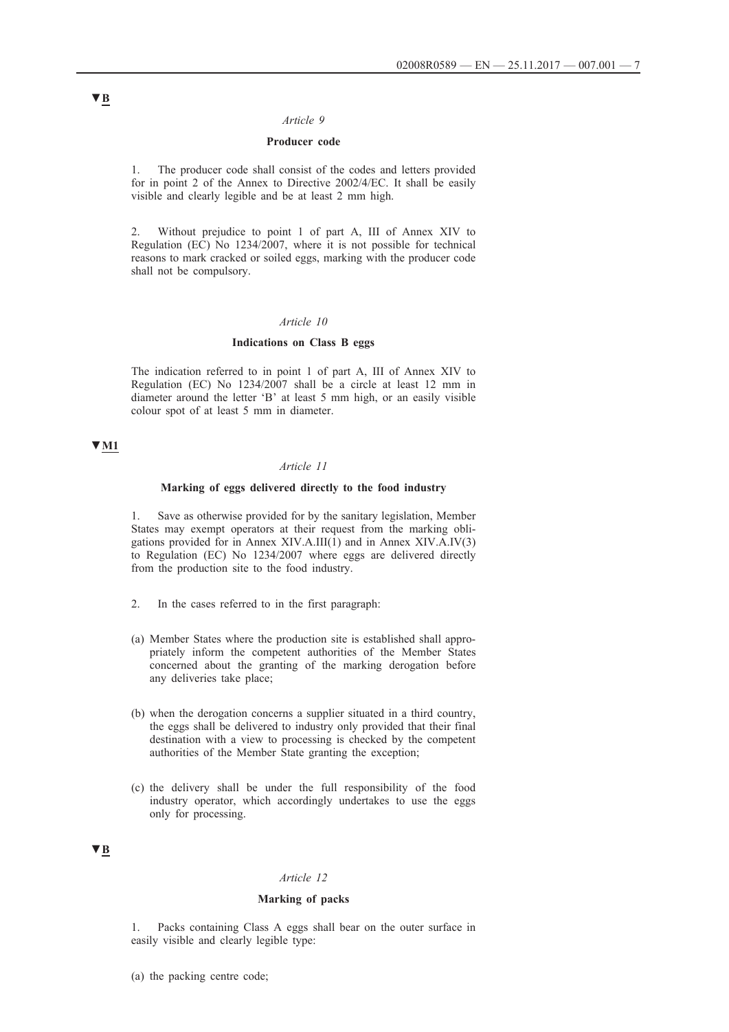▼B

*Article 9*

**Producer code**

1. The producer code shall consist of the codes and letters provided for in point 2 of the Annex to Directive 2002/4/EC. It shall be easily visible and clearly legible and be at least 2 mm high.

2. Without prejudice to point 1 of part A, III of Annex XIV to Regulation (EC) No 1234/2007, where it is not possible for technical reasons to mark cracked or soiled eggs, marking with the producer code shall not be compulsory.

*Article 10*

**Indications on Class B eggs**

The indication referred to in point 1 of part A, III of Annex XIV to Regulation (EC) No 1234/2007 shall be a circle at least 12 mm in diameter around the letter 'B' at least 5 mm high, or an easily visible colour spot of at least 5 mm in diameter.

▼M1

*Article 11*

**Marking of eggs delivered directly to the food industry**

1. Save as otherwise provided for by the sanitary legislation, Member States may exempt operators at their request from the marking obligations provided for in Annex XIV.A.III(1) and in Annex XIV.A.IV(3) to Regulation (EC) No 1234/2007 where eggs are delivered directly from the production site to the food industry.

2. In the cases referred to in the first paragraph:

(a) Member States where the production site is established shall appropriately inform the competent authorities of the Member States concerned about the granting of the marking derogation before any deliveries take place;

(b) when the derogation concerns a supplier situated in a third country, the eggs shall be delivered to industry only provided that their final destination with a view to processing is checked by the competent authorities of the Member State granting the exception;

(c) the delivery shall be under the full responsibility of the food industry operator, which accordingly undertakes to use the eggs only for processing.

▼B

*Article 12*

**Marking of packs**

1. Packs containing Class A eggs shall bear on the outer surface in easily visible and clearly legible type:

(a) the packing centre code;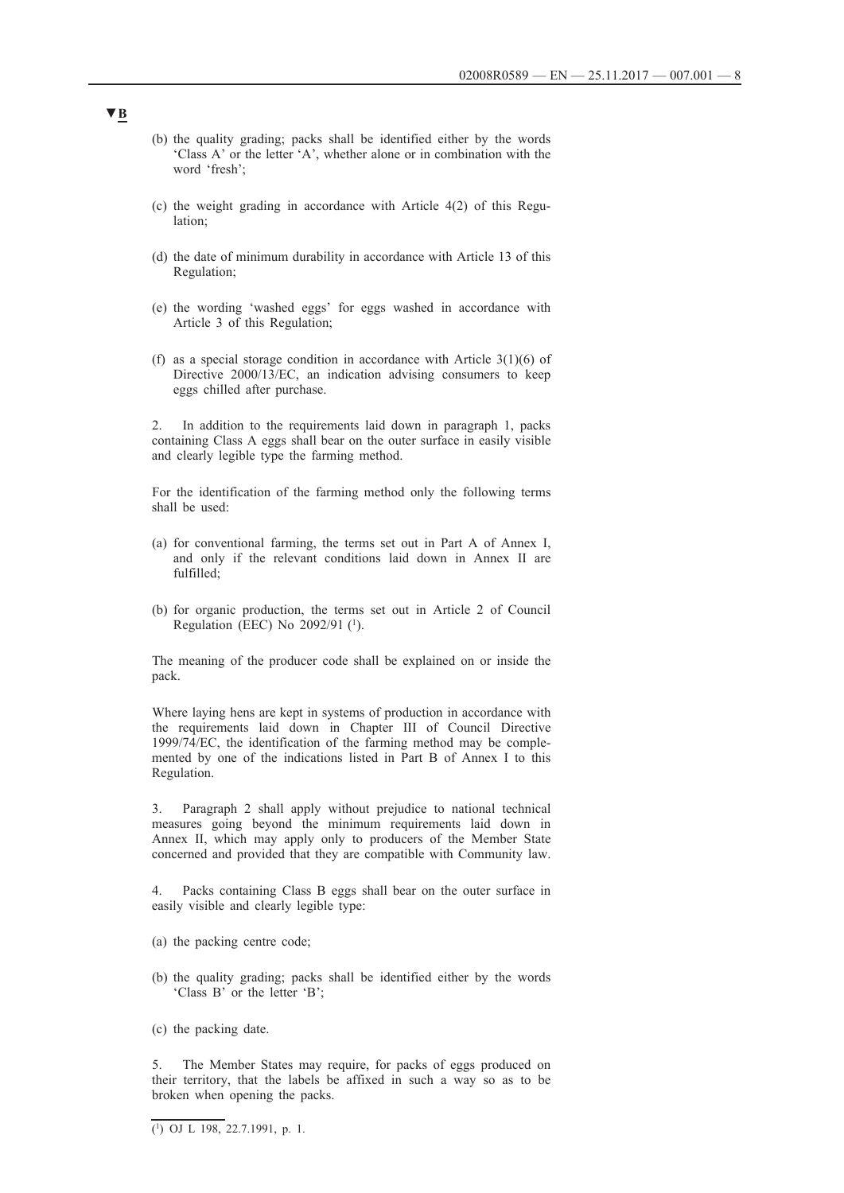▼B

(b) the quality grading; packs shall be identified either by the words 'Class A' or the letter 'A', whether alone or in combination with the word 'fresh';

(c) the weight grading in accordance with Article 4(2) of this Regulation;

(d) the date of minimum durability in accordance with Article 13 of this Regulation;

(e) the wording 'washed eggs' for eggs washed in accordance with Article 3 of this Regulation;

(f) as a special storage condition in accordance with Article 3(1)(6) of Directive 2000/13/EC, an indication advising consumers to keep eggs chilled after purchase.

2. In addition to the requirements laid down in paragraph 1, packs containing Class A eggs shall bear on the outer surface in easily visible and clearly legible type the farming method.

For the identification of the farming method only the following terms shall be used:

(a) for conventional farming, the terms set out in Part A of Annex I, and only if the relevant conditions laid down in Annex II are fulfilled;

(b) for organic production, the terms set out in Article 2 of Council Regulation (EEC) No 2092/91 [1].

The meaning of the producer code shall be explained on or inside the pack.

Where laying hens are kept in systems of production in accordance with the requirements laid down in Chapter III of Council Directive 1999/74/EC, the identification of the farming method may be complemented by one of the indications listed in Part B of Annex I to this Regulation.

3. Paragraph 2 shall apply without prejudice to national technical measures going beyond the minimum requirements laid down in Annex II, which may apply only to producers of the Member State concerned and provided that they are compatible with Community law.

4. Packs containing Class B eggs shall bear on the outer surface in easily visible and clearly legible type:

(a) the packing centre code;

(b) the quality grading; packs shall be identified either by the words 'Class B' or the letter 'B';

(c) the packing date.

5. The Member States may require, for packs of eggs produced on their territory, that the labels be affixed in such a way so as to be broken when opening the packs.

---

[1] OJ L 198, 22.7.1991, p. 1.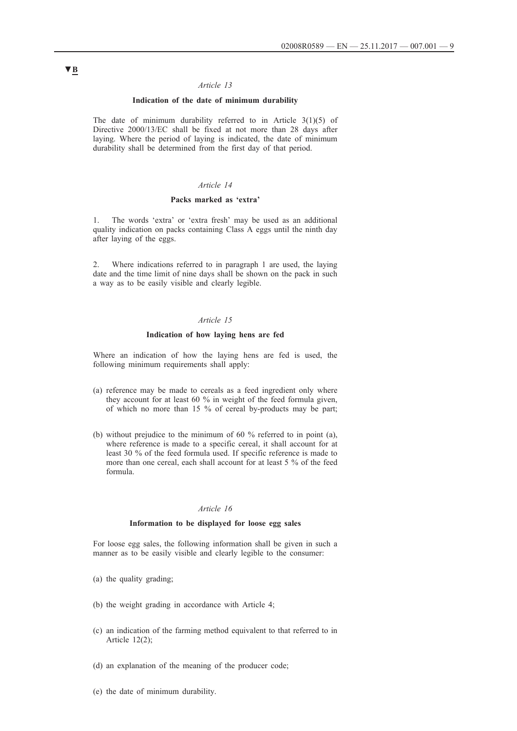▼B

*Article 13*

**Indication of the date of minimum durability**

The date of minimum durability referred to in Article 3(1)(5) of Directive 2000/13/EC shall be fixed at not more than 28 days after laying. Where the period of laying is indicated, the date of minimum durability shall be determined from the first day of that period.

*Article 14*

**Packs marked as 'extra'**

1. The words 'extra' or 'extra fresh' may be used as an additional quality indication on packs containing Class A eggs until the ninth day after laying of the eggs.

2. Where indications referred to in paragraph 1 are used, the laying date and the time limit of nine days shall be shown on the pack in such a way as to be easily visible and clearly legible.

*Article 15*

**Indication of how laying hens are fed**

Where an indication of how the laying hens are fed is used, the following minimum requirements shall apply:

(a) reference may be made to cereals as a feed ingredient only where they account for at least 60 % in weight of the feed formula given, of which no more than 15 % of cereal by-products may be part;

(b) without prejudice to the minimum of 60 % referred to in point (a), where reference is made to a specific cereal, it shall account for at least 30 % of the feed formula used. If specific reference is made to more than one cereal, each shall account for at least 5 % of the feed formula.

*Article 16*

**Information to be displayed for loose egg sales**

For loose egg sales, the following information shall be given in such a manner as to be easily visible and clearly legible to the consumer:

(a) the quality grading;

(b) the weight grading in accordance with Article 4;

(c) an indication of the farming method equivalent to that referred to in Article 12(2);

(d) an explanation of the meaning of the producer code;

(e) the date of minimum durability.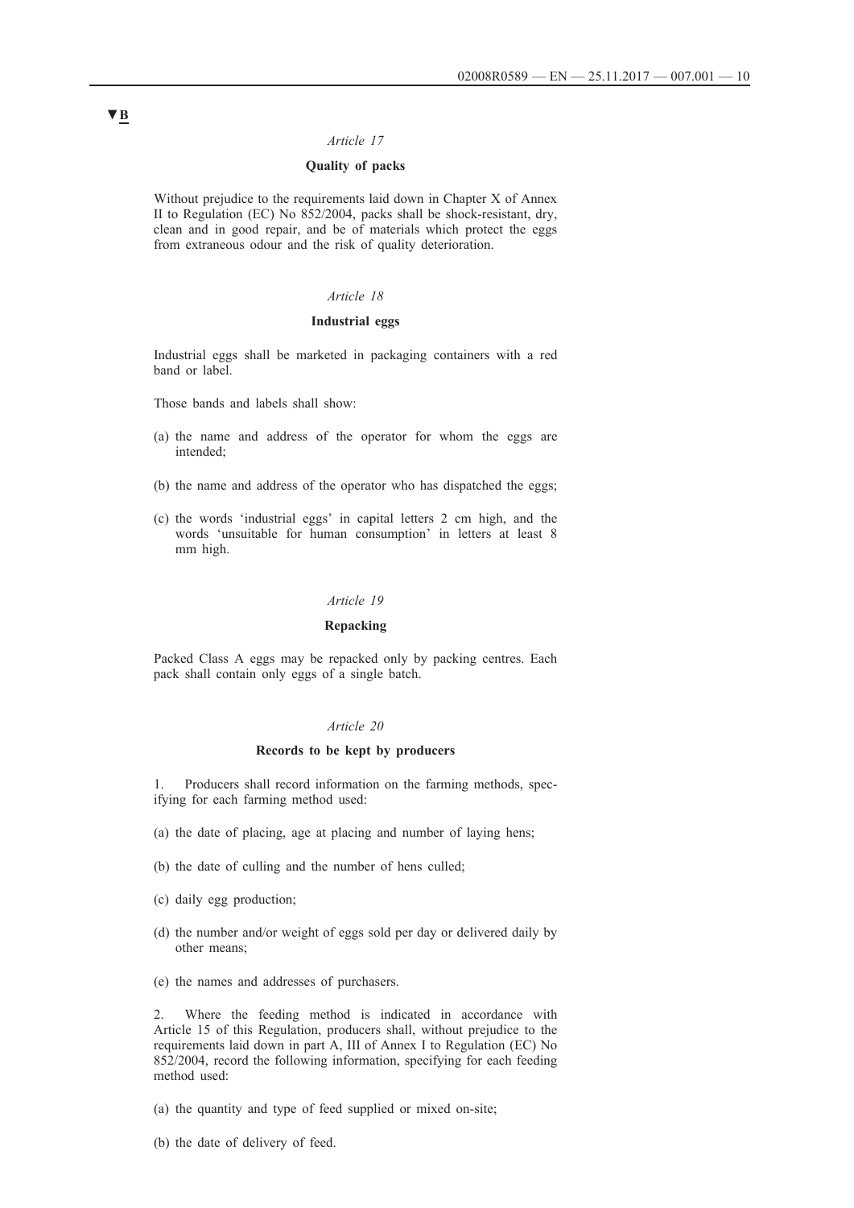▼B

*Article 17*

**Quality of packs**

Without prejudice to the requirements laid down in Chapter X of Annex II to Regulation (EC) No 852/2004, packs shall be shock-resistant, dry, clean and in good repair, and be of materials which protect the eggs from extraneous odour and the risk of quality deterioration.

*Article 18*

**Industrial eggs**

Industrial eggs shall be marketed in packaging containers with a red band or label.

Those bands and labels shall show:

(a) the name and address of the operator for whom the eggs are intended;

(b) the name and address of the operator who has dispatched the eggs;

(c) the words 'industrial eggs' in capital letters 2 cm high, and the words 'unsuitable for human consumption' in letters at least 8 mm high.

*Article 19*

**Repacking**

Packed Class A eggs may be repacked only by packing centres. Each pack shall contain only eggs of a single batch.

*Article 20*

**Records to be kept by producers**

1. Producers shall record information on the farming methods, specifying for each farming method used:

(a) the date of placing, age at placing and number of laying hens;

(b) the date of culling and the number of hens culled;

(c) daily egg production;

(d) the number and/or weight of eggs sold per day or delivered daily by other means;

(e) the names and addresses of purchasers.

2. Where the feeding method is indicated in accordance with Article 15 of this Regulation, producers shall, without prejudice to the requirements laid down in part A, III of Annex I to Regulation (EC) No 852/2004, record the following information, specifying for each feeding method used:

(a) the quantity and type of feed supplied or mixed on-site;

(b) the date of delivery of feed.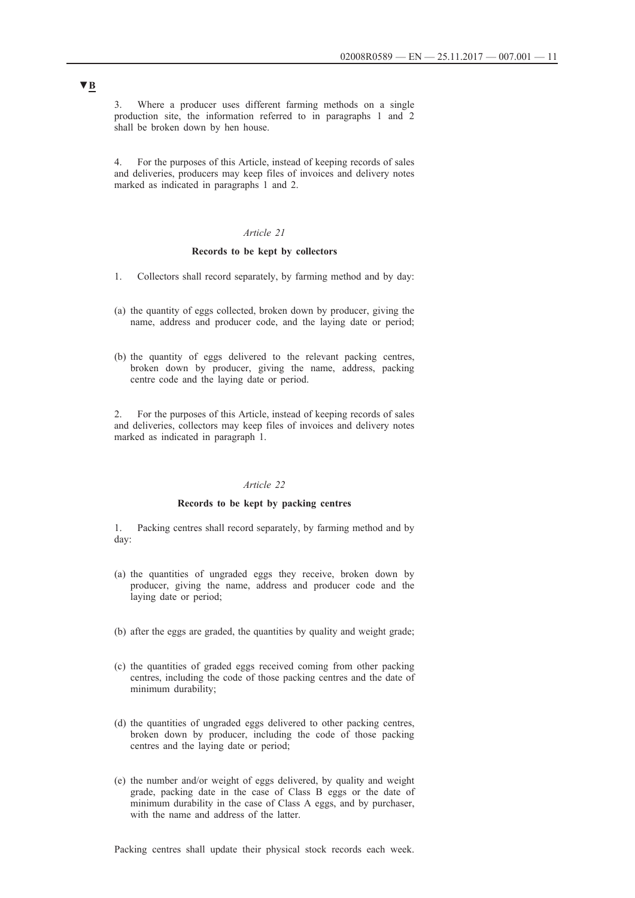▼B

3. Where a producer uses different farming methods on a single production site, the information referred to in paragraphs 1 and 2 shall be broken down by hen house.

4. For the purposes of this Article, instead of keeping records of sales and deliveries, producers may keep files of invoices and delivery notes marked as indicated in paragraphs 1 and 2.

*Article 21*

**Records to be kept by collectors**

1. Collectors shall record separately, by farming method and by day:

(a) the quantity of eggs collected, broken down by producer, giving the name, address and producer code, and the laying date or period;

(b) the quantity of eggs delivered to the relevant packing centres, broken down by producer, giving the name, address, packing centre code and the laying date or period.

2. For the purposes of this Article, instead of keeping records of sales and deliveries, collectors may keep files of invoices and delivery notes marked as indicated in paragraph 1.

*Article 22*

**Records to be kept by packing centres**

1. Packing centres shall record separately, by farming method and by day:

(a) the quantities of ungraded eggs they receive, broken down by producer, giving the name, address and producer code and the laying date or period;

(b) after the eggs are graded, the quantities by quality and weight grade;

(c) the quantities of graded eggs received coming from other packing centres, including the code of those packing centres and the date of minimum durability;

(d) the quantities of ungraded eggs delivered to other packing centres, broken down by producer, including the code of those packing centres and the laying date or period;

(e) the number and/or weight of eggs delivered, by quality and weight grade, packing date in the case of Class B eggs or the date of minimum durability in the case of Class A eggs, and by purchaser, with the name and address of the latter.

Packing centres shall update their physical stock records each week.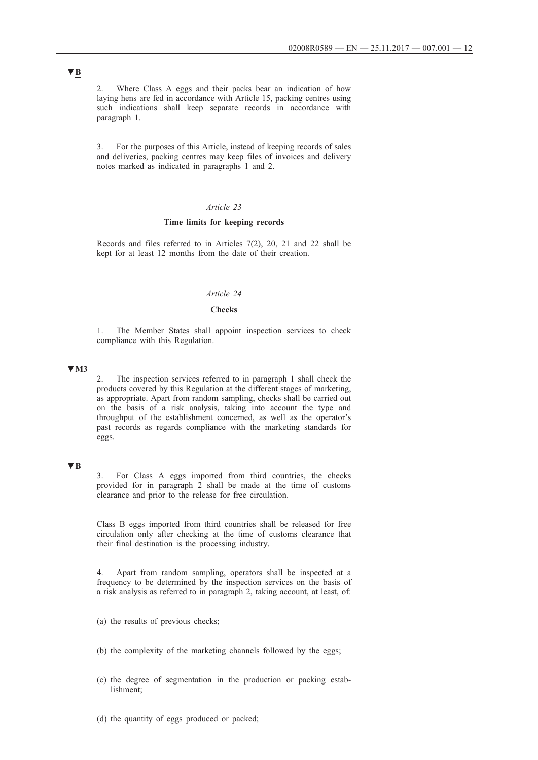▼B

2. Where Class A eggs and their packs bear an indication of how laying hens are fed in accordance with Article 15, packing centres using such indications shall keep separate records in accordance with paragraph 1.

3. For the purposes of this Article, instead of keeping records of sales and deliveries, packing centres may keep files of invoices and delivery notes marked as indicated in paragraphs 1 and 2.

*Article 23*

**Time limits for keeping records**

Records and files referred to in Articles 7(2), 20, 21 and 22 shall be kept for at least 12 months from the date of their creation.

*Article 24*

**Checks**

1. The Member States shall appoint inspection services to check compliance with this Regulation.

▼M3

2. The inspection services referred to in paragraph 1 shall check the products covered by this Regulation at the different stages of marketing, as appropriate. Apart from random sampling, checks shall be carried out on the basis of a risk analysis, taking into account the type and throughput of the establishment concerned, as well as the operator's past records as regards compliance with the marketing standards for eggs.

▼B

3. For Class A eggs imported from third countries, the checks provided for in paragraph 2 shall be made at the time of customs clearance and prior to the release for free circulation.

Class B eggs imported from third countries shall be released for free circulation only after checking at the time of customs clearance that their final destination is the processing industry.

4. Apart from random sampling, operators shall be inspected at a frequency to be determined by the inspection services on the basis of a risk analysis as referred to in paragraph 2, taking account, at least, of:

(a) the results of previous checks;

(b) the complexity of the marketing channels followed by the eggs;

(c) the degree of segmentation in the production or packing establishment;

(d) the quantity of eggs produced or packed;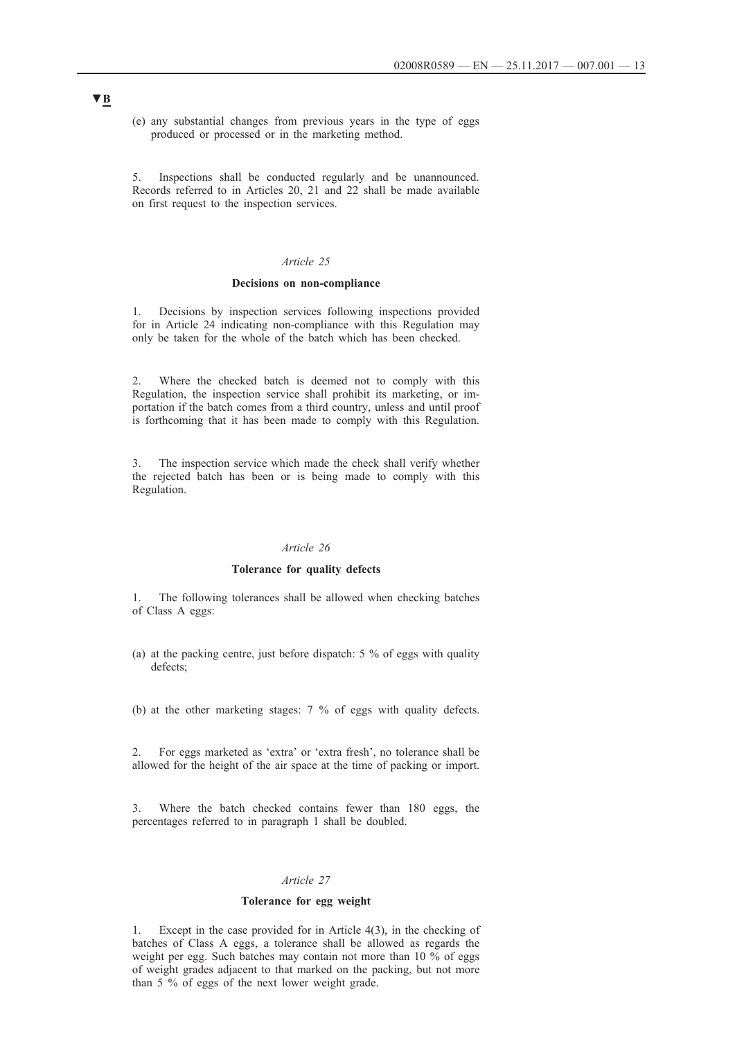▼B

(e) any substantial changes from previous years in the type of eggs produced or processed or in the marketing method.

5. Inspections shall be conducted regularly and be unannounced. Records referred to in Articles 20, 21 and 22 shall be made available on first request to the inspection services.

*Article 25*

**Decisions on non-compliance**

1. Decisions by inspection services following inspections provided for in Article 24 indicating non-compliance with this Regulation may only be taken for the whole of the batch which has been checked.

2. Where the checked batch is deemed not to comply with this Regulation, the inspection service shall prohibit its marketing, or importation if the batch comes from a third country, unless and until proof is forthcoming that it has been made to comply with this Regulation.

3. The inspection service which made the check shall verify whether the rejected batch has been or is being made to comply with this Regulation.

*Article 26*

**Tolerance for quality defects**

1. The following tolerances shall be allowed when checking batches of Class A eggs:

(a) at the packing centre, just before dispatch: 5 % of eggs with quality defects;

(b) at the other marketing stages: 7 % of eggs with quality defects.

2. For eggs marketed as 'extra' or 'extra fresh', no tolerance shall be allowed for the height of the air space at the time of packing or import.

3. Where the batch checked contains fewer than 180 eggs, the percentages referred to in paragraph 1 shall be doubled.

*Article 27*

**Tolerance for egg weight**

1. Except in the case provided for in Article 4(3), in the checking of batches of Class A eggs, a tolerance shall be allowed as regards the weight per egg. Such batches may contain not more than 10 % of eggs of weight grades adjacent to that marked on the packing, but not more than 5 % of eggs of the next lower weight grade.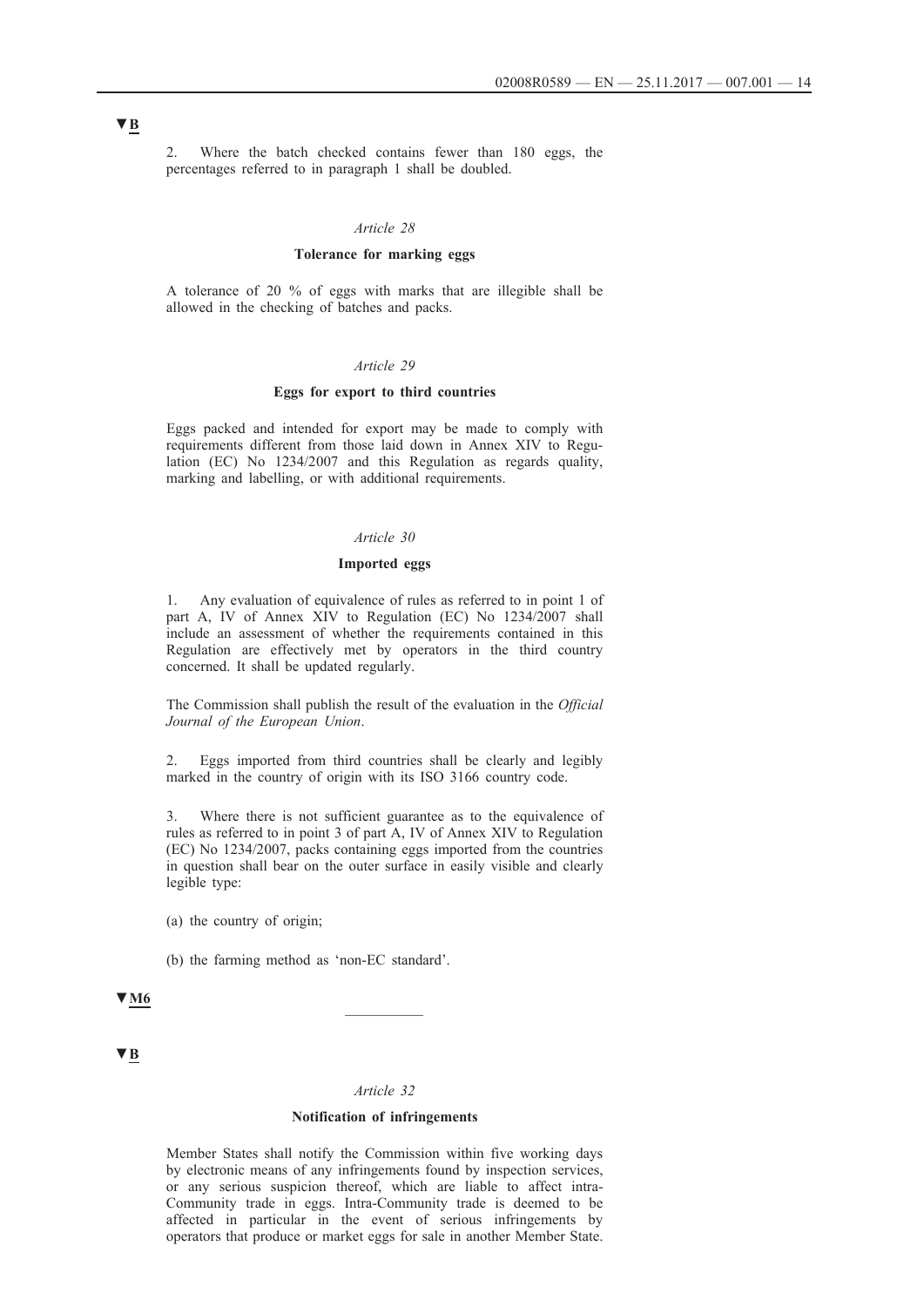▼B

2. Where the batch checked contains fewer than 180 eggs, the percentages referred to in paragraph 1 shall be doubled.

*Article 28*

**Tolerance for marking eggs**

A tolerance of 20 % of eggs with marks that are illegible shall be allowed in the checking of batches and packs.

*Article 29*

**Eggs for export to third countries**

Eggs packed and intended for export may be made to comply with requirements different from those laid down in Annex XIV to Regulation (EC) No 1234/2007 and this Regulation as regards quality, marking and labelling, or with additional requirements.

*Article 30*

**Imported eggs**

1. Any evaluation of equivalence of rules as referred to in point 1 of part A, IV of Annex XIV to Regulation (EC) No 1234/2007 shall include an assessment of whether the requirements contained in this Regulation are effectively met by operators in the third country concerned. It shall be updated regularly.

The Commission shall publish the result of the evaluation in the *Official Journal of the European Union*.

2. Eggs imported from third countries shall be clearly and legibly marked in the country of origin with its ISO 3166 country code.

3. Where there is not sufficient guarantee as to the equivalence of rules as referred to in point 3 of part A, IV of Annex XIV to Regulation (EC) No 1234/2007, packs containing eggs imported from the countries in question shall bear on the outer surface in easily visible and clearly legible type:

(a) the country of origin;

(b) the farming method as 'non-EC standard'.

▼M6

__________

▼B

*Article 32*

**Notification of infringements**

Member States shall notify the Commission within five working days by electronic means of any infringements found by inspection services, or any serious suspicion thereof, which are liable to affect intra-Community trade in eggs. Intra-Community trade is deemed to be affected in particular in the event of serious infringements by operators that produce or market eggs for sale in another Member State.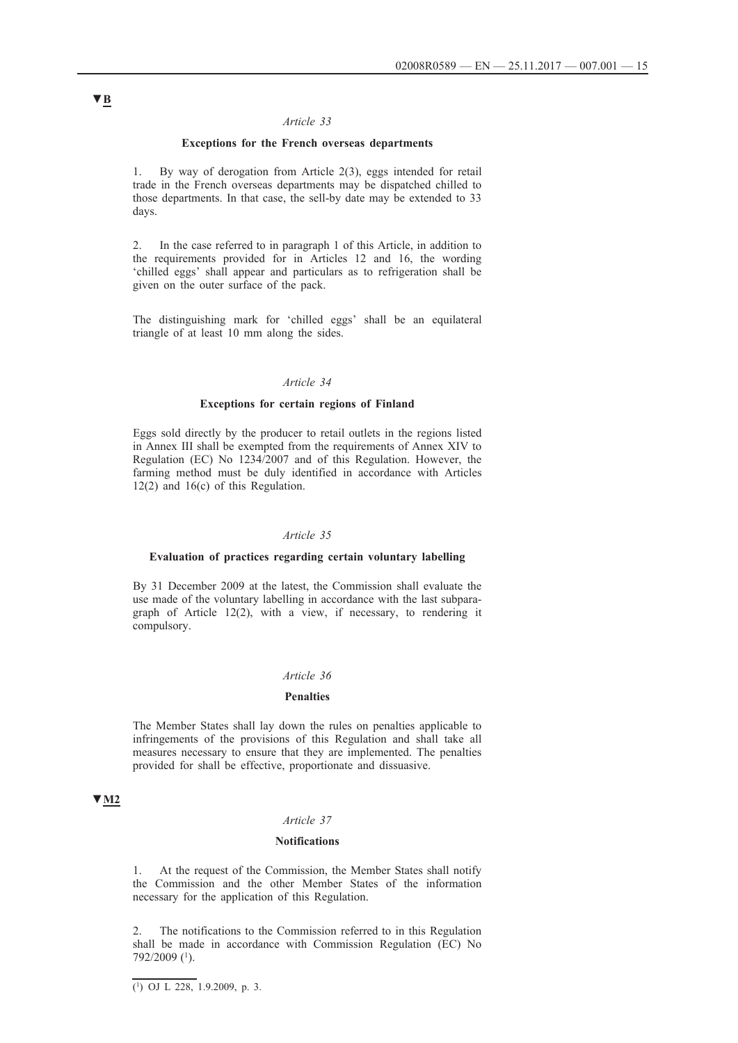▼B

*Article 33*

**Exceptions for the French overseas departments**

1. By way of derogation from Article 2(3), eggs intended for retail trade in the French overseas departments may be dispatched chilled to those departments. In that case, the sell-by date may be extended to 33 days.

2. In the case referred to in paragraph 1 of this Article, in addition to the requirements provided for in Articles 12 and 16, the wording 'chilled eggs' shall appear and particulars as to refrigeration shall be given on the outer surface of the pack.

The distinguishing mark for 'chilled eggs' shall be an equilateral triangle of at least 10 mm along the sides.

*Article 34*

**Exceptions for certain regions of Finland**

Eggs sold directly by the producer to retail outlets in the regions listed in Annex III shall be exempted from the requirements of Annex XIV to Regulation (EC) No 1234/2007 and of this Regulation. However, the farming method must be duly identified in accordance with Articles 12(2) and 16(c) of this Regulation.

*Article 35*

**Evaluation of practices regarding certain voluntary labelling**

By 31 December 2009 at the latest, the Commission shall evaluate the use made of the voluntary labelling in accordance with the last subparagraph of Article 12(2), with a view, if necessary, to rendering it compulsory.

*Article 36*

**Penalties**

The Member States shall lay down the rules on penalties applicable to infringements of the provisions of this Regulation and shall take all measures necessary to ensure that they are implemented. The penalties provided for shall be effective, proportionate and dissuasive.

▼M2

*Article 37*

**Notifications**

1. At the request of the Commission, the Member States shall notify the Commission and the other Member States of the information necessary for the application of this Regulation.

2. The notifications to the Commission referred to in this Regulation shall be made in accordance with Commission Regulation (EC) No 792/2009 [1].

[1] OJ L 228, 1.9.2009, p. 3.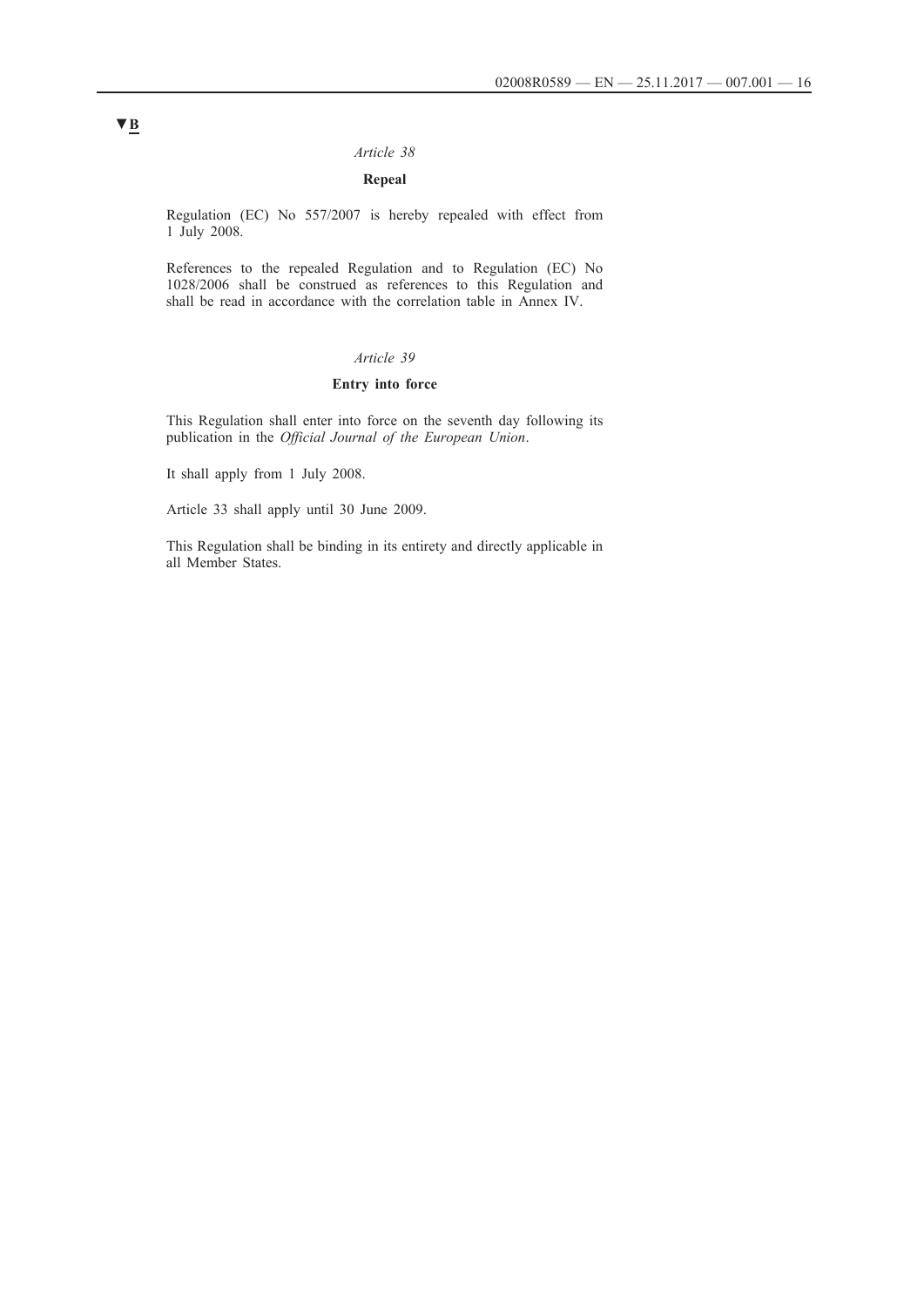▼B

*Article 38*

**Repeal**

Regulation (EC) No 557/2007 is hereby repealed with effect from 1 July 2008.

References to the repealed Regulation and to Regulation (EC) No 1028/2006 shall be construed as references to this Regulation and shall be read in accordance with the correlation table in Annex IV.

*Article 39*

**Entry into force**

This Regulation shall enter into force on the seventh day following its publication in the *Official Journal of the European Union*.

It shall apply from 1 July 2008.

Article 33 shall apply until 30 June 2009.

This Regulation shall be binding in its entirety and directly applicable in all Member States.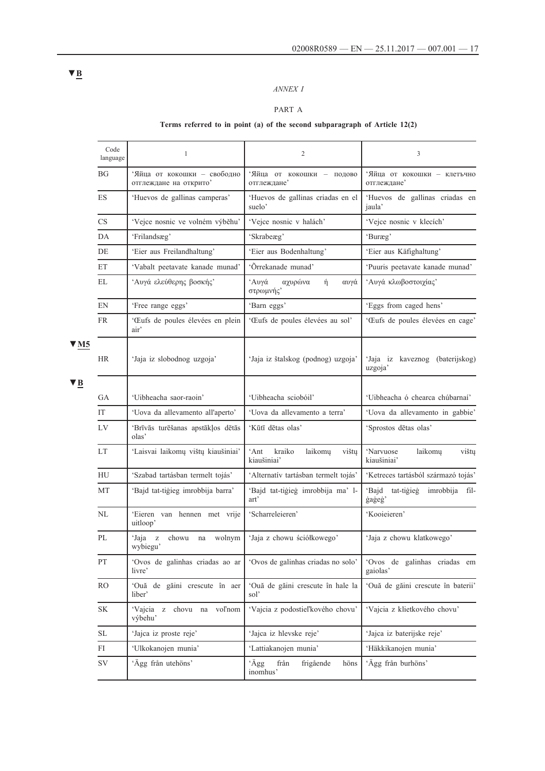▼B

*ANNEX I*

PART A

**Terms referred to in point (a) of the second subparagraph of Article 12(2)**

| Code language | 1 | 2 | 3 |
|---|---|---|---|
| BG | 'Яйца от кокошки – свободно отглеждане на открито' | 'Яйца от кокошки – подово отглеждане' | 'Яйца от кокошки – клетъчно отглеждане' |
| ES | 'Huevos de gallinas camperas' | 'Huevos de gallinas criadas en el suelo' | 'Huevos de gallinas criadas en jaula' |
| CS | 'Vejce nosnic ve volném výběhu' | 'Vejce nosnic v halách' | 'Vejce nosnic v klecích' |
| DA | 'Frilandsæg' | 'Skrabeæg' | 'Buræg' |
| DE | 'Eier aus Freilandhaltung' | 'Eier aus Bodenhaltung' | 'Eier aus Käfighaltung' |
| ET | 'Vabalt peetavate kanade munad' | 'Õrrekanade munad' | 'Puuris peetavate kanade munad' |
| EL | 'Αυγά ελεύθερης βοσκής' | 'Αυγά αχυρώνα ή αυγά στρωμνής' | 'Αυγά κλωβοστοιχίας' |
| EN | 'Free range eggs' | 'Barn eggs' | 'Eggs from caged hens' |
| FR | 'Œufs de poules élevées en plein air' | 'Œufs de poules élevées au sol' | 'Œufs de poules élevées en cage' |
| ▼M5 | | | |
| HR | 'Jaja iz slobodnog uzgoja' | 'Jaja iz štalskog (podnog) uzgoja' | 'Jaja iz kaveznog (baterijskog) uzgoja' |
| ▼B | | | |
| GA | 'Uibheacha saor-raoin' | 'Uibheacha sciobóil' | 'Uibheacha ó chearca chúbarnaí' |
| IT | 'Uova da allevamento all'aperto' | 'Uova da allevamento a terra' | 'Uova da allevamento in gabbie' |
| LV | 'Brīvās turēšanas apstākļos dētās olas' | 'Kūtī dētas olas' | 'Sprostos dētas olas' |
| LT | 'Laisvai laikomų vištų kiaušiniai' | 'Ant kraiko laikomų vištų kiaušiniai' | 'Narvuose laikomų vištų kiaušiniai' |
| HU | 'Szabad tartásban termelt tojás' | 'Alternatív tartásban termelt tojás' | 'Ketreces tartásból származó tojás' |
| MT | 'Bajd tat-tiġieg imrobbija barra' | 'Bajd tat-tiġieġ imrobbija ma' l-art' | 'Bajd tat-tiġieġ imrobbija fil-ġaġeġ' |
| NL | 'Eieren van hennen met vrije uitloop' | 'Scharreleieren' | 'Kooieieren' |
| PL | 'Jaja z chowu na wolnym wybiegu' | 'Jaja z chowu ściółkowego' | 'Jaja z chowu klatkowego' |
| PT | 'Ovos de galinhas criadas ao ar livre' | 'Ovos de galinhas criadas no solo' | 'Ovos de galinhas criadas em gaiolas' |
| RO | 'Ouă de găini crescute în aer liber' | 'Ouă de găini crescute în hale la sol' | 'Ouă de găini crescute în baterii' |
| SK | 'Vajcia z chovu na voľnom výbehu' | 'Vajcia z podostieľkového chovu' | 'Vajcia z klietkového chovu' |
| SL | 'Jajca iz proste reje' | 'Jajca iz hlevske reje' | 'Jajca iz baterijske reje' |
| FI | 'Ulkokanojen munia' | 'Lattiakanojen munia' | 'Häkkikanojen munia' |
| SV | 'Ägg från utehöns' | 'Ägg från frigående höns inomhus' | 'Ägg från burhöns' |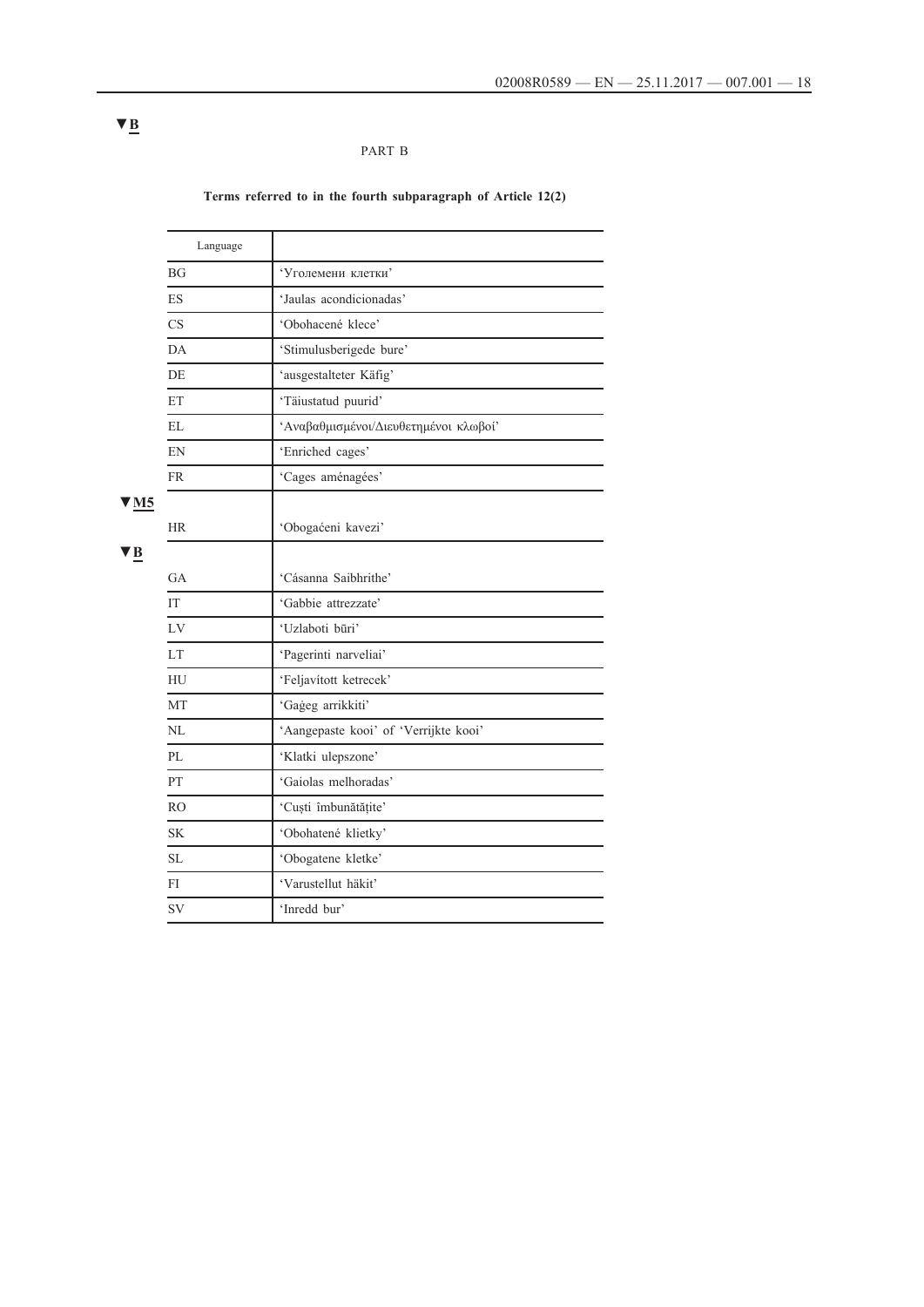▼B

PART B

**Terms referred to in the fourth subparagraph of Article 12(2)**

| Language | |
|---|---|
| BG | 'Уголемени клетки' |
| ES | 'Jaulas acondicionadas' |
| CS | 'Obohacené klece' |
| DA | 'Stimulusberigede bure' |
| DE | 'ausgestalteter Käfig' |
| ET | 'Täiustatud puurid' |
| EL | 'Αναβαθμισμένοι/Διευθετημένοι κλωβοί' |
| EN | 'Enriched cages' |
| FR | 'Cages aménagées' |
| HR | 'Obogaćeni kavezi' |
| GA | 'Cásanna Saibhrithe' |
| IT | 'Gabbie attrezzate' |
| LV | 'Uzlaboti būri' |
| LT | 'Pagerinti narveliai' |
| HU | 'Feljavított ketrecek' |
| MT | 'Gaġeg arrikkiti' |
| NL | 'Aangepaste kooi' of 'Verrijkte kooi' |
| PL | 'Klatki ulepszone' |
| PT | 'Gaiolas melhoradas' |
| RO | 'Cuști îmbunătățite' |
| SK | 'Obohatené klietky' |
| SL | 'Obogatene kletke' |
| FI | 'Varustellut häkit' |
| SV | 'Inredd bur' |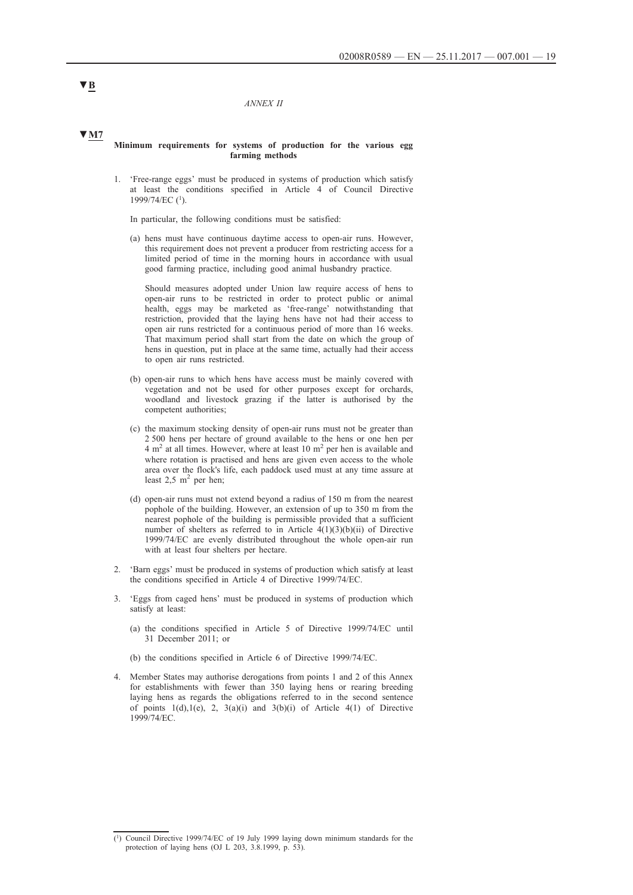▼B

*ANNEX II*

▼M7

**Minimum requirements for systems of production for the various egg farming methods**

1. 'Free-range eggs' must be produced in systems of production which satisfy at least the conditions specified in Article 4 of Council Directive 1999/74/EC ([1]).

   In particular, the following conditions must be satisfied:

   (a) hens must have continuous daytime access to open-air runs. However, this requirement does not prevent a producer from restricting access for a limited period of time in the morning hours in accordance with usual good farming practice, including good animal husbandry practice.

   Should measures adopted under Union law require access of hens to open-air runs to be restricted in order to protect public or animal health, eggs may be marketed as 'free-range' notwithstanding that restriction, provided that the laying hens have not had their access to open air runs restricted for a continuous period of more than 16 weeks. That maximum period shall start from the date on which the group of hens in question, put in place at the same time, actually had their access to open air runs restricted.

   (b) open-air runs to which hens have access must be mainly covered with vegetation and not be used for other purposes except for orchards, woodland and livestock grazing if the latter is authorised by the competent authorities;

   (c) the maximum stocking density of open-air runs must not be greater than 2 500 hens per hectare of ground available to the hens or one hen per 4 $m^2$ at all times. However, where at least 10 $m^2$ per hen is available and where rotation is practised and hens are given even access to the whole area over the flock's life, each paddock used must at any time assure at least 2,5 $m^2$ per hen;

   (d) open-air runs must not extend beyond a radius of 150 m from the nearest pophole of the building. However, an extension of up to 350 m from the nearest pophole of the building is permissible provided that a sufficient number of shelters as referred to in Article 4(1)(3)(b)(ii) of Directive 1999/74/EC are evenly distributed throughout the whole open-air run with at least four shelters per hectare.

2. 'Barn eggs' must be produced in systems of production which satisfy at least the conditions specified in Article 4 of Directive 1999/74/EC.

3. 'Eggs from caged hens' must be produced in systems of production which satisfy at least:

   (a) the conditions specified in Article 5 of Directive 1999/74/EC until 31 December 2011; or

   (b) the conditions specified in Article 6 of Directive 1999/74/EC.

4. Member States may authorise derogations from points 1 and 2 of this Annex for establishments with fewer than 350 laying hens or rearing breeding laying hens as regards the obligations referred to in the second sentence of points 1(d),1(e), 2, 3(a)(i) and 3(b)(i) of Article 4(1) of Directive 1999/74/EC.

---

([1]) Council Directive 1999/74/EC of 19 July 1999 laying down minimum standards for the protection of laying hens (OJ L 203, 3.8.1999, p. 53).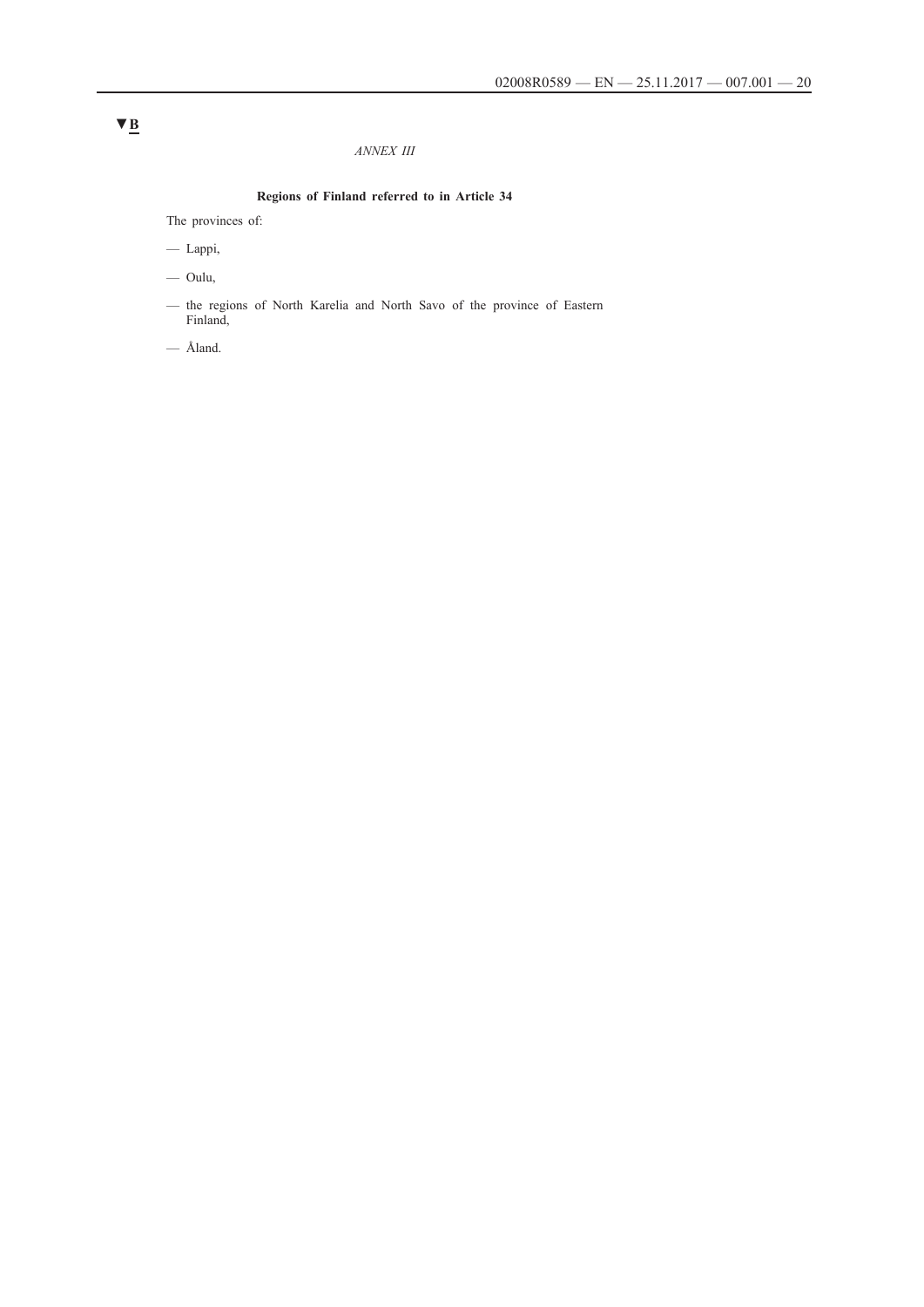▼B

*ANNEX III*

**Regions of Finland referred to in Article 34**

The provinces of:

— Lappi,

— Oulu,

— the regions of North Karelia and North Savo of the province of Eastern Finland,

— Åland.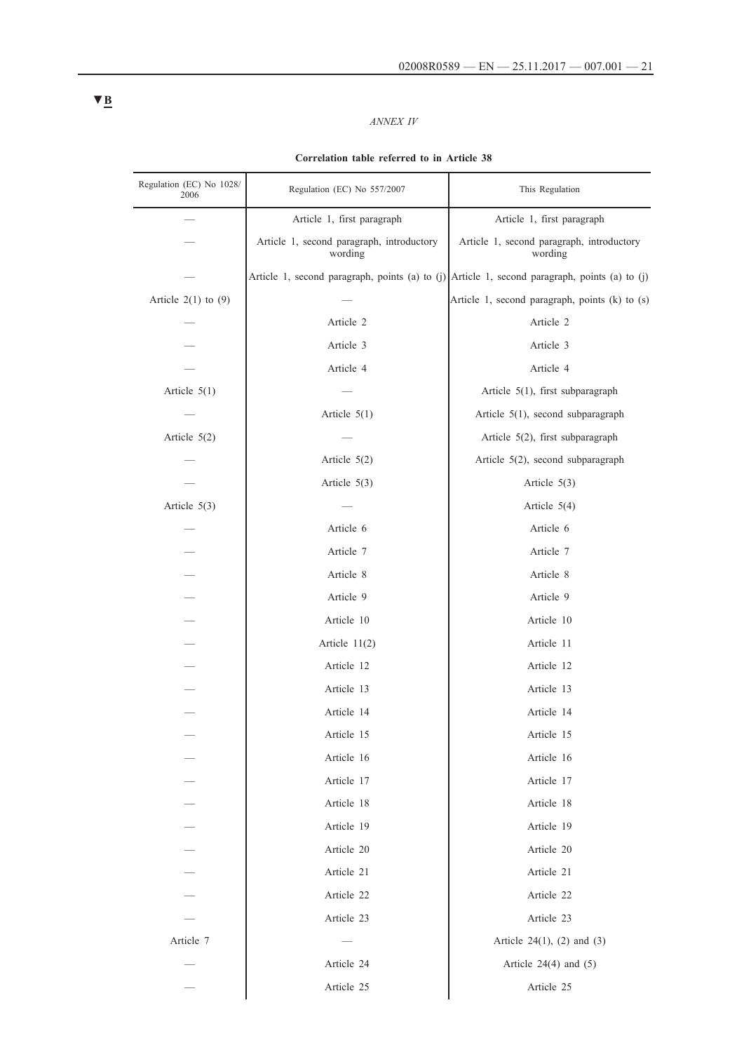▼B

*ANNEX IV*

**Correlation table referred to in Article 38**

| Regulation (EC) No 1028/2006 | Regulation (EC) No 557/2007 | This Regulation |
|---|---|---|
| — | Article 1, first paragraph | Article 1, first paragraph |
| — | Article 1, second paragraph, introductory wording | Article 1, second paragraph, introductory wording |
| — | Article 1, second paragraph, points (a) to (j) | Article 1, second paragraph, points (a) to (j) |
| Article 2(1) to (9) | — | Article 1, second paragraph, points (k) to (s) |
| — | Article 2 | Article 2 |
| — | Article 3 | Article 3 |
| — | Article 4 | Article 4 |
| Article 5(1) | — | Article 5(1), first subparagraph |
| — | Article 5(1) | Article 5(1), second subparagraph |
| Article 5(2) | — | Article 5(2), first subparagraph |
| — | Article 5(2) | Article 5(2), second subparagraph |
| — | Article 5(3) | Article 5(3) |
| Article 5(3) | — | Article 5(4) |
| — | Article 6 | Article 6 |
| — | Article 7 | Article 7 |
| — | Article 8 | Article 8 |
| — | Article 9 | Article 9 |
| — | Article 10 | Article 10 |
| — | Article 11(2) | Article 11 |
| — | Article 12 | Article 12 |
| — | Article 13 | Article 13 |
| — | Article 14 | Article 14 |
| — | Article 15 | Article 15 |
| — | Article 16 | Article 16 |
| — | Article 17 | Article 17 |
| — | Article 18 | Article 18 |
| — | Article 19 | Article 19 |
| — | Article 20 | Article 20 |
| — | Article 21 | Article 21 |
| — | Article 22 | Article 22 |
| — | Article 23 | Article 23 |
| Article 7 | — | Article 24(1), (2) and (3) |
| — | Article 24 | Article 24(4) and (5) |
| — | Article 25 | Article 25 |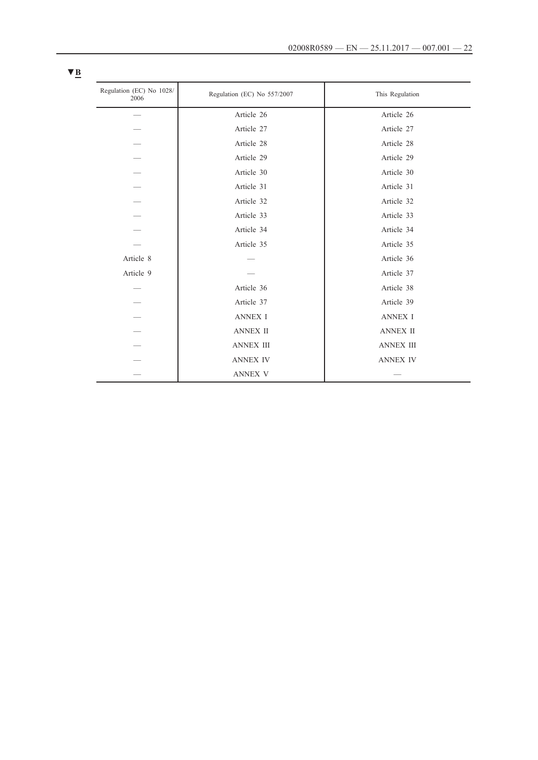▼B

| Regulation (EC) No 1028/2006 | Regulation (EC) No 557/2007 | This Regulation |
|---|---|---|
| — | Article 26 | Article 26 |
| — | Article 27 | Article 27 |
| — | Article 28 | Article 28 |
| — | Article 29 | Article 29 |
| — | Article 30 | Article 30 |
| — | Article 31 | Article 31 |
| — | Article 32 | Article 32 |
| — | Article 33 | Article 33 |
| — | Article 34 | Article 34 |
| — | Article 35 | Article 35 |
| Article 8 | — | Article 36 |
| Article 9 | — | Article 37 |
| — | Article 36 | Article 38 |
| — | Article 37 | Article 39 |
| — | ANNEX I | ANNEX I |
| — | ANNEX II | ANNEX II |
| — | ANNEX III | ANNEX III |
| — | ANNEX IV | ANNEX IV |
| — | ANNEX V | — |